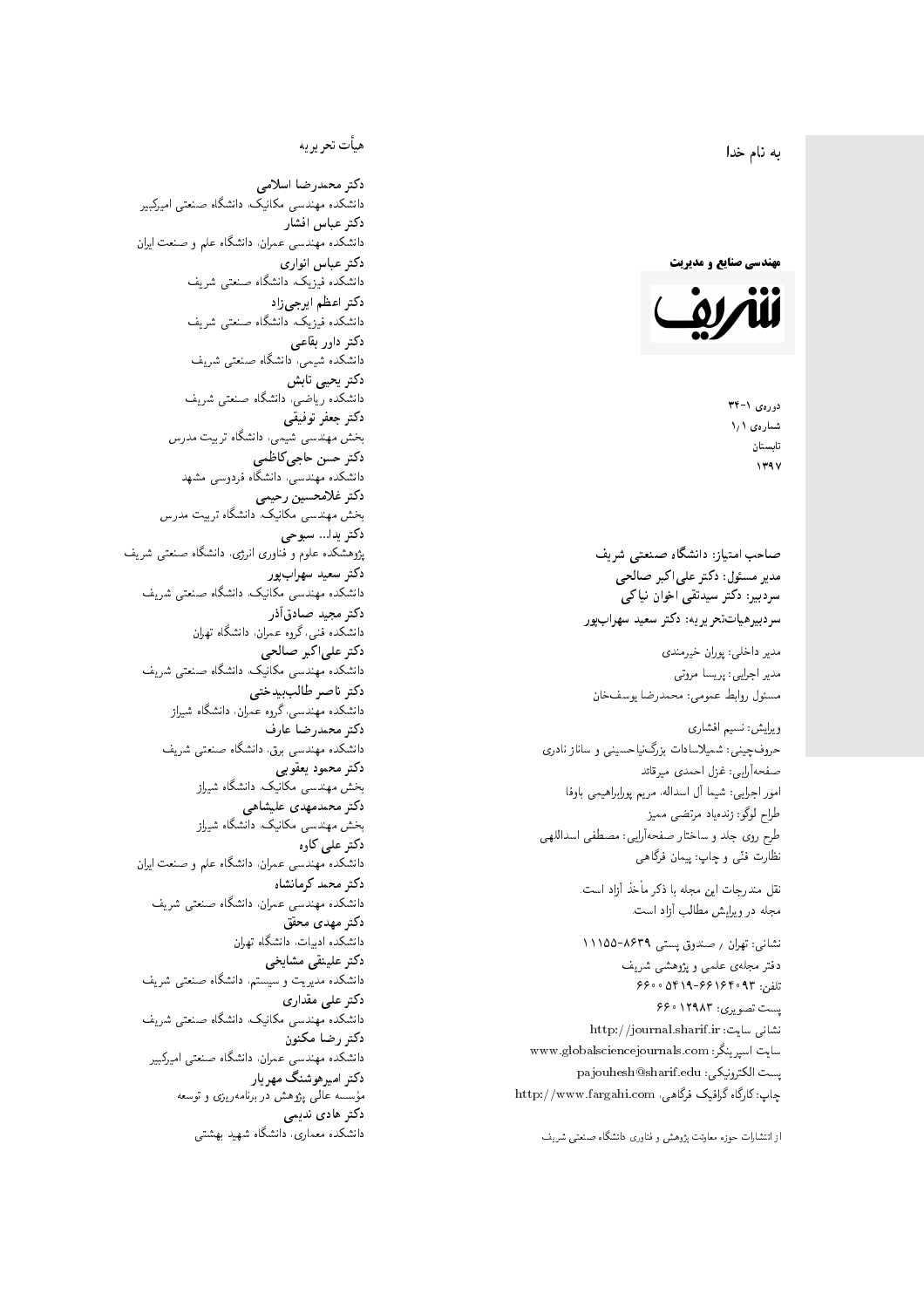به نام خدا

**مهندسی صنایع و مدیریت**

**شریف**

دوره‌ی ۱-۳۴
شماره‌ی ۱/۱
تابستان
۱۳۹۷

**صاحب امتیاز: دانشگاه صنعتی شریف**
**مدیر مسئول: دکتر علی‌اکبر صالحی**
**سردبیر: دکتر سیدتقی اخوان نیاکی**
**سردبیرهیأت‌تحریریه: دکتر سعید سهراب‌پور**

مدیر داخلی: پوران خیرمندی
مدیر اجرایی: پریسا مروتی
مسئول روابط عمومی: محمدرضا یوسف‌خان

ویرایش: نسیم افشاری
حروف‌چینی: شمیلاسادات بزرگ‌نیاحسینی و ساناز نادری
صفحه‌آرایی: غزل احمدی میرقائد
امور اجرایی: شیما آل اسداله، مریم پورابراهیمی باوفا
طراح لوگو: زنده‌یاد مرتضی ممیز
طرح روی جلد و ساختار صفحه‌آرایی: مصطفی اسداللهی
نظارت فنّی و چاپ: پیمان فرگاهی

نقل مندرجات این مجله با ذکر مأخذ آزاد است.
مجله در ویرایش مطالب آزاد است.

نشانی: تهران / صندوق پستی ۸۶۳۹-۱۱۱۵۵
دفتر مجله‌ی علمی و پژوهشی شریف
تلفن: ۶۶۱۶۴۰۹۳-۵۴۱۹-۶۶۰۰
پست تصویری: ۱۲۹۸۳ ۶۶۰
نشانی سایت: http://journal.sharif.ir
سایت اسپرینگر: www.globalsciencejournals.com
پست الکترونیکی: pajouhesh@sharif.edu
چاپ: کارگاه گرافیک فرگاهی، http://www.fargahi.com

از انتشارات حوزه معاونت پژوهش و فناوری دانشگاه صنعتی شریف

## هیأت تحریریه

**دکتر محمدرضا اسلامی**
دانشکده مهندسی مکانیک، دانشگاه صنعتی امیرکبیر
**دکتر عباس افشار**
دانشکده مهندسی عمران، دانشگاه علم و صنعت ایران
**دکتر عباس انواری**
دانشکده فیزیک، دانشگاه صنعتی شریف
**دکتر اعظم ایرجی‌زاد**
دانشکده فیزیک، دانشگاه صنعتی شریف
**دکتر داور بقاعی**
دانشکده شیمی، دانشگاه صنعتی شریف
**دکتر یحیی تابش**
دانشکده ریاضی، دانشگاه صنعتی شریف
**دکتر جعفر توفیقی**
بخش مهندسی شیمی، دانشگاه تربیت مدرس
**دکتر حسن حاجی‌کاظمی**
دانشکده مهندسی، دانشگاه فردوسی مشهد
**دکتر غلامحسین رحیمی**
بخش مهندسی مکانیک، دانشگاه تربیت مدرس
**دکتر یدا... سبوحی**
پژوهشکده علوم و فناوری انرژی، دانشگاه صنعتی شریف
**دکتر سعید سهراب‌پور**
دانشکده مهندسی مکانیک، دانشگاه صنعتی شریف
**دکتر مجید صادق‌آذر**
دانشکده فنی، گروه عمران، دانشگاه تهران
**دکتر علی‌اکبر صالحی**
دانشکده مهندسی مکانیک، دانشگاه صنعتی شریف
**دکتر ناصر طالب‌بیدختی**
دانشکده مهندسی، گروه عمران، دانشگاه شیراز
**دکتر محمدرضا عارف**
دانشکده مهندسی برق، دانشگاه صنعتی شریف
**دکتر محمود یعقوبی**
بخش مهندسی مکانیک، دانشگاه شیراز
**دکتر محمدمهدی علیشاهی**
بخش مهندسی مکانیک، دانشگاه شیراز
**دکتر علی کاوه**
دانشکده مهندسی عمران، دانشگاه علم و صنعت ایران
**دکتر محمد کرمانشاه**
دانشکده مهندسی عمران، دانشگاه صنعتی شریف
**دکتر مهدی محقق**
دانشکده ادبیات، دانشگاه تهران
**دکتر علینقی مشایخی**
دانشکده مدیریت و سیستم، دانشگاه صنعتی شریف
**دکتر علی مقداری**
دانشکده مهندسی مکانیک، دانشگاه صنعتی شریف
**دکتر رضا مکنون**
دانشکده مهندسی عمران، دانشگاه صنعتی امیرکبیر
**دکتر امیرهوشنگ مهریار**
مؤسسه عالی پژوهش در برنامه‌ریزی و توسعه
**دکتر هادی ندیمی**
دانشکده معماری، دانشگاه شهید بهشتی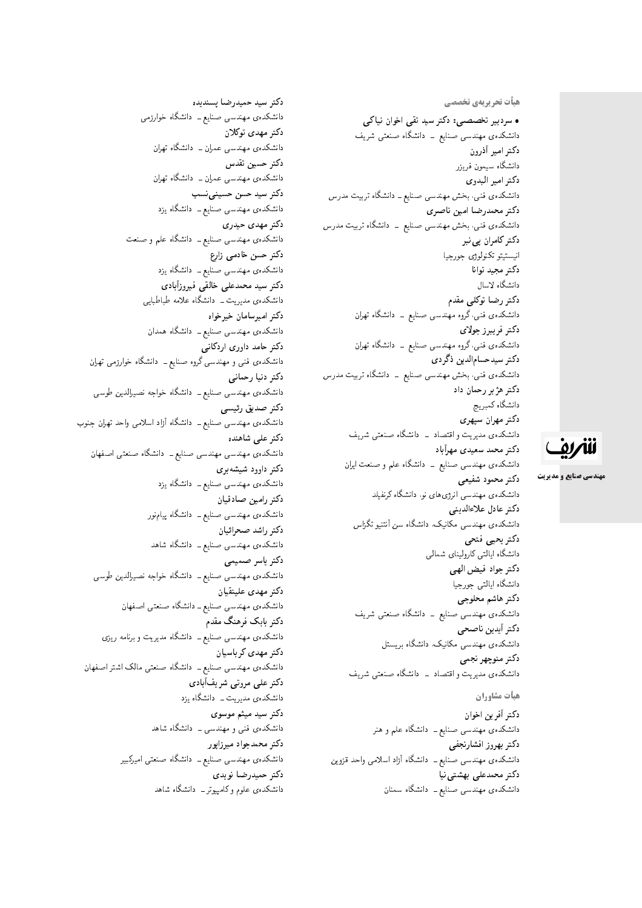## هیأت تحریریه‌ی تخصصی

• **سردبیر تخصصی: دکتر سید تقی اخوان نیاکی**
دانشکده‌ی مهندسی صنایع ـ دانشگاه صنعتی شریف

**دکتر امیر آذرون**
دانشگاه سیمون فریزر

**دکتر امیر البدوی**
دانشکده‌ی فنی، بخش مهندسی صنایع ـ دانشگاه تربیت مدرس

**دکتر محمدرضا امین ناصری**
دانشکده‌ی فنی، بخش مهندسی صنایع ـ دانشگاه تربیت مدرس

**دکتر کامران پی‌نبر**
انیستیتو تکنولوژی جورجیا

**دکتر مجید توانا**
دانشگاه لاسال

**دکتر رضا توکلی مقدم**
دانشکده‌ی فنی، گروه مهندسی صنایع ـ دانشگاه تهران

**دکتر فریبرز جولای**
دانشکده‌ی فنی، گروه مهندسی صنایع ـ دانشگاه تهران

**دکتر سیدحسام‌الدین ذگردی**
دانشکده‌ی فنی، بخش مهندسی صنایع ـ دانشگاه تربیت مدرس

**دکتر هژبر رحمان داد**
دانشگاه کمبریج

**دکتر مهران سپهری**
دانشکده‌ی مدیریت و اقتصاد ـ دانشگاه صنعتی شریف

**دکتر محمد سعیدی مهرآباد**
دانشکده‌ی مهندسی صنایع ـ دانشگاه علم و صنعت ایران

**دکتر محمود شفیعی**
دانشکده‌ی مهندسی انرژی‌های نو، دانشگاه کرنفیلد

**دکتر عادل علاءالدینی**
دانشکده‌ی مهندسی مکانیک، دانشگاه سن آنتنیو تگزاس

**دکتر یحیی فتحی**
دانشگاه ایالتی کارولینای شمالی

**دکتر جواد فیض الهی**
دانشگاه ایالتی جورجیا

**دکتر هاشم محلوجی**
دانشکده‌ی مهندسی صنایع ـ دانشگاه صنعتی شریف

**دکتر آیدین ناصحی**
دانشکده‌ی مهندسی مکانیک، دانشگاه بریستل

**دکتر منوچهر نجمی**
دانشکده‌ی مدیریت و اقتصاد ـ دانشگاه صنعتی شریف

## هیأت مشاوران

**دکتر آفرین اخوان**
دانشکده‌ی مهندسی صنایع ـ دانشگاه علم و هنر

**دکتر بهروز افشارنجفی**
دانشکده‌ی مهندسی صنایع ـ دانشگاه آزاد اسلامی واحد قزوین

**دکتر محمدعلی بهشتی‌نیا**
دانشکده‌ی مهندسی صنایع ـ دانشگاه سمنان

**دکتر سید حمیدرضا پسندیده**
دانشکده‌ی مهندسی صنایع ـ دانشگاه خوارزمی

**دکتر مهدی توکلان**
دانشکده‌ی مهندسی عمران ـ دانشگاه تهران

**دکتر حسین تقدس**
دانشکده‌ی مهندسی عمران ـ دانشگاه تهران

**دکتر سید حسن حسینی‌نسب**
دانشکده‌ی مهندسی صنایع ـ دانشگاه یزد

**دکتر مهدی حیدری**
دانشکده‌ی مهندسی صنایع ـ دانشگاه علم و صنعت

**دکتر حسن خادمی زارع**
دانشکده‌ی مهندسی صنایع ـ دانشگاه یزد

**دکتر سید محمدعلی خالقی فیروزآبادی**
دانشکده‌ی مدیریت ـ دانشگاه علامه طباطبایی

**دکتر امیرسامان خیرخواه**
دانشکده‌ی مهندسی صنایع ـ دانشگاه همدان

**دکتر حامد داوری اردکانی**
دانشکده‌ی فنی و مهندسی گروه صنایع ـ دانشگاه خوارزمی تهران

**دکتر دنیا رحمانی**
دانشکده‌ی مهندسی صنایع ـ دانشگاه خواجه نصیرالدین طوسی

**دکتر صدیق رئیسی**
دانشکده‌ی مهندسی صنایع ـ دانشگاه آزاد اسلامی واحد تهران جنوب

**دکتر علی شاهنده**
دانشکده‌ی مهندسی مهندسی صنایع ـ دانشگاه صنعتی اصفهان

**دکتر داوود شیشه‌بری**
دانشکده‌ی مهندسی صنایع ـ دانشگاه یزد

**دکتر رامین صادقیان**
دانشکده‌ی مهندسی صنایع ـ دانشگاه پیام‌نور

**دکتر راشد صحرائیان**
دانشکده‌ی مهندسی صنایع ـ دانشگاه شاهد

**دکتر یاسر صمیمی**
دانشکده‌ی مهندسی صنایع ـ دانشگاه خواجه نصیرالدین طوسی

**دکتر مهدی علینقیان**
دانشکده‌ی مهندسی صنایع ـ دانشگاه صنعتی اصفهان

**دکتر بابک فرهنگ مقدم**
دانشکده‌ی مهندسی صنایع ـ دانشگاه مدیریت و برنامه ریزی

**دکتر مهدی کرباسیان**
دانشکده‌ی مهندسی صنایع ـ دانشگاه صنعتی مالک اشتر اصفهان

**دکتر علی مروتی شریف‌آبادی**
دانشکده‌ی مدیریت ـ دانشگاه یزد

**دکتر سید میثم موسوی**
دانشکده‌ی فنی و مهندسی ـ دانشگاه شاهد

**دکتر محمدجواد میرزاپور**
دانشکده‌ی مهندسی صنایع ـ دانشگاه صنعتی امیرکبیر

**دکتر حمیدرضا نویدی**
دانشکده‌ی علوم و کامپیوتر ـ دانشگاه شاهد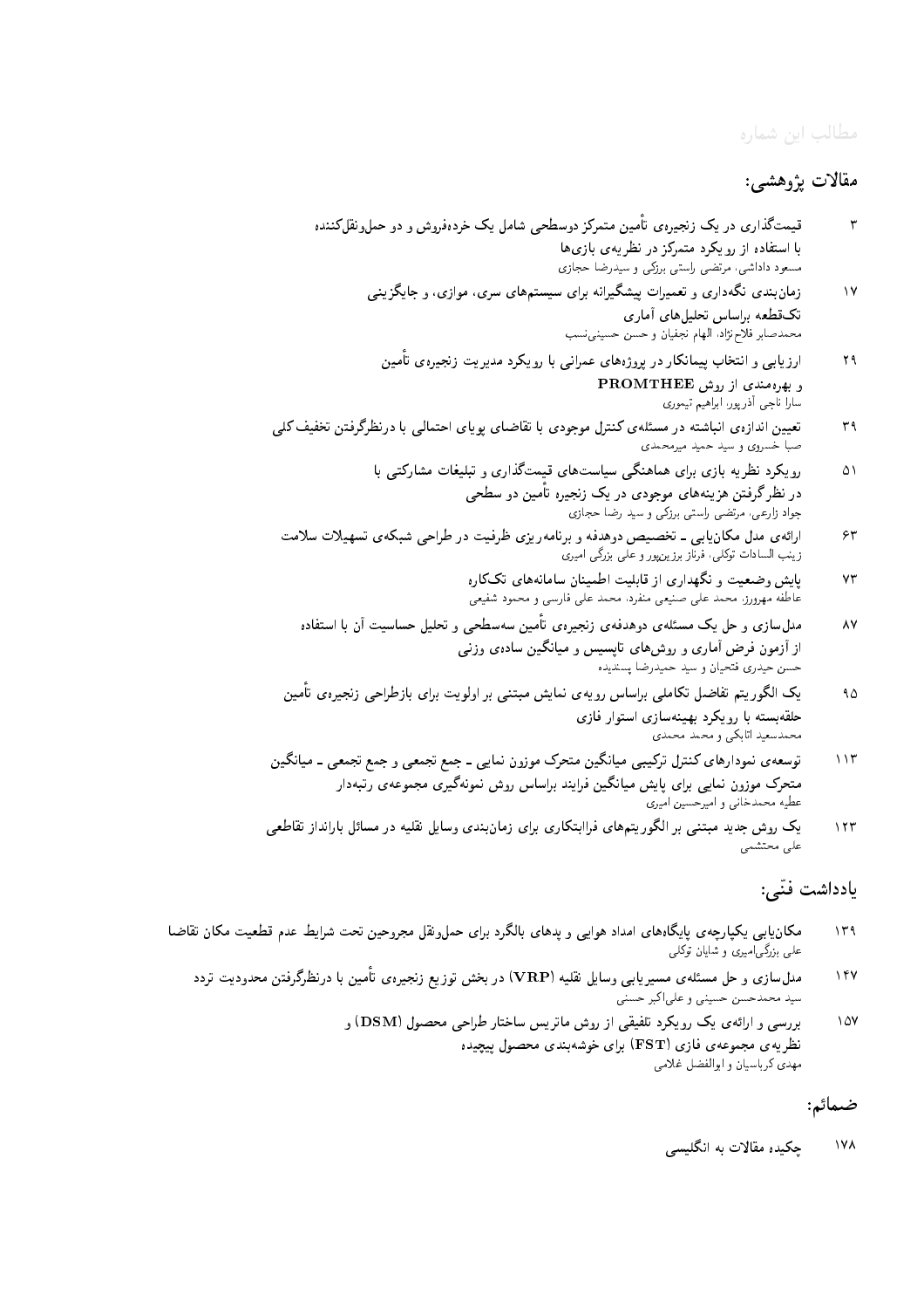مطالب این شماره

## مقالات پژوهشی:

۳ قیمت‌گذاری در یک زنجیره‌ی تأمین متمرکز دوسطحی شامل یک خرده‌فروش و دو حمل‌ونقل‌کننده با استفاده از رویکرد متمرکز در نظریه‌ی بازی‌ها
مسعود داداشی، مرتضی راستی برزکی و سیدرضا حجازی

۱۷ زمان‌بندی نگه‌داری و تعمیرات پیشگیرانه برای سیستم‌های سری، موازی، و جایگزینی تک‌قطعه براساس تحلیل‌های آماری
محمدصابر فلاح‌نژاد، الهام نجفیان و حسن حسینی‌نسب

۲۹ ارزیابی و انتخاب پیمانکار در پروژه‌های عمرانی با رویکرد مدیریت زنجیره‌ی تأمین و بهره‌مندی از روش PROMTHEE
سارا ناجی آذرپور، ابراهیم تیموری

۳۹ تعیین اندازه‌ی انباشته در مسئله‌ی کنترل موجودی با تقاضای پویای احتمالی با درنظرگرفتن تخفیف کلی
صبا خسروی و سید حمید میرمحمدی

۵۱ رویکرد نظریه بازی برای هماهنگی سیاست‌های قیمت‌گذاری و تبلیغات مشارکتی با در نظرگرفتن هزینه‌های موجودی در یک زنجیره تأمین دو سطحی
جواد زارعی، مرتضی راستی برزکی و سید رضا حجازی

۶۳ ارائه‌ی مدل مکان‌یابی ـ تخصیص دوهدفه و برنامه‌ریزی ظرفیت در طراحی شبکه‌ی تسهیلات سلامت
زینب السادات توکلی، فرناز برزین‌پور و علی بزرگی امیری

۷۳ پایش وضعیت و نگهداری از قابلیت اطمینان سامانه‌های تک‌کاره
عاطفه مهرورز، محمد علی صنیعی منفرد، محمد علی فارسی و محمود شفیعی

۸۷ مدل‌سازی و حل یک مسئله‌ی دوهدفه‌ی زنجیره‌ی تأمین سه‌سطحی و تحلیل حساسیت آن با استفاده از آزمون فرض آماری و روش‌های تاپسیس و میانگین ساده‌ی وزنی
حسن حیدری فتحیان و سید حمیدرضا پسندیده

۹۵ یک الگوریتم تفاضل تکاملی براساس رویه‌ی نمایش مبتنی بر اولویت برای بازطراحی زنجیره‌ی تأمین حلقه‌بسته با رویکرد بهینه‌سازی استوار فازی
محمدسعید اتابکی و محمد محمدی

۱۱۳ توسعه‌ی نمودارهای کنترل ترکیبی میانگین متحرک موزون نمایی ـ جمع تجمعی و جمع تجمعی ـ میانگین متحرک موزون نمایی برای پایش میانگین فرایند براساس روش نمونه‌گیری مجموعه‌ی رتبه‌دار
عطیه محمدخانی و امیرحسین امیری

۱۲۳ یک روش جدید مبتنی بر الگوریتم‌های فراابتکاری برای زمان‌بندی وسایل نقلیه در مسائل بارانداز تقاطعی
علی محتشمی

## یادداشت فنّی:

۱۳۹ مکان‌یابی یکپارچه‌ی پایگاه‌های امداد هوایی و پدهای بالگرد برای حمل‌ونقل مجروحین تحت شرایط عدم قطعیت مکان تقاضا
علی بزرگی‌امیری و شایان توکلی

۱۴۷ مدل‌سازی و حل مسئله‌ی مسیریابی وسایل نقلیه (VRP) در بخش توزیع زنجیره‌ی تأمین با درنظرگرفتن محدودیت تردد
سید محمدحسن حسینی و علی‌اکبر حسنی

۱۵۷ بررسی و ارائه‌ی یک رویکرد تلفیقی از روش ماتریس ساختار طراحی محصول (DSM) و نظریه‌ی مجموعه‌ی فازی (FST) برای خوشه‌بندی محصول پیچیده
مهدی کرباسیان و ابوالفضل غلامی

## ضمائم:

۱۷۸ چکیده مقالات به انگلیسی